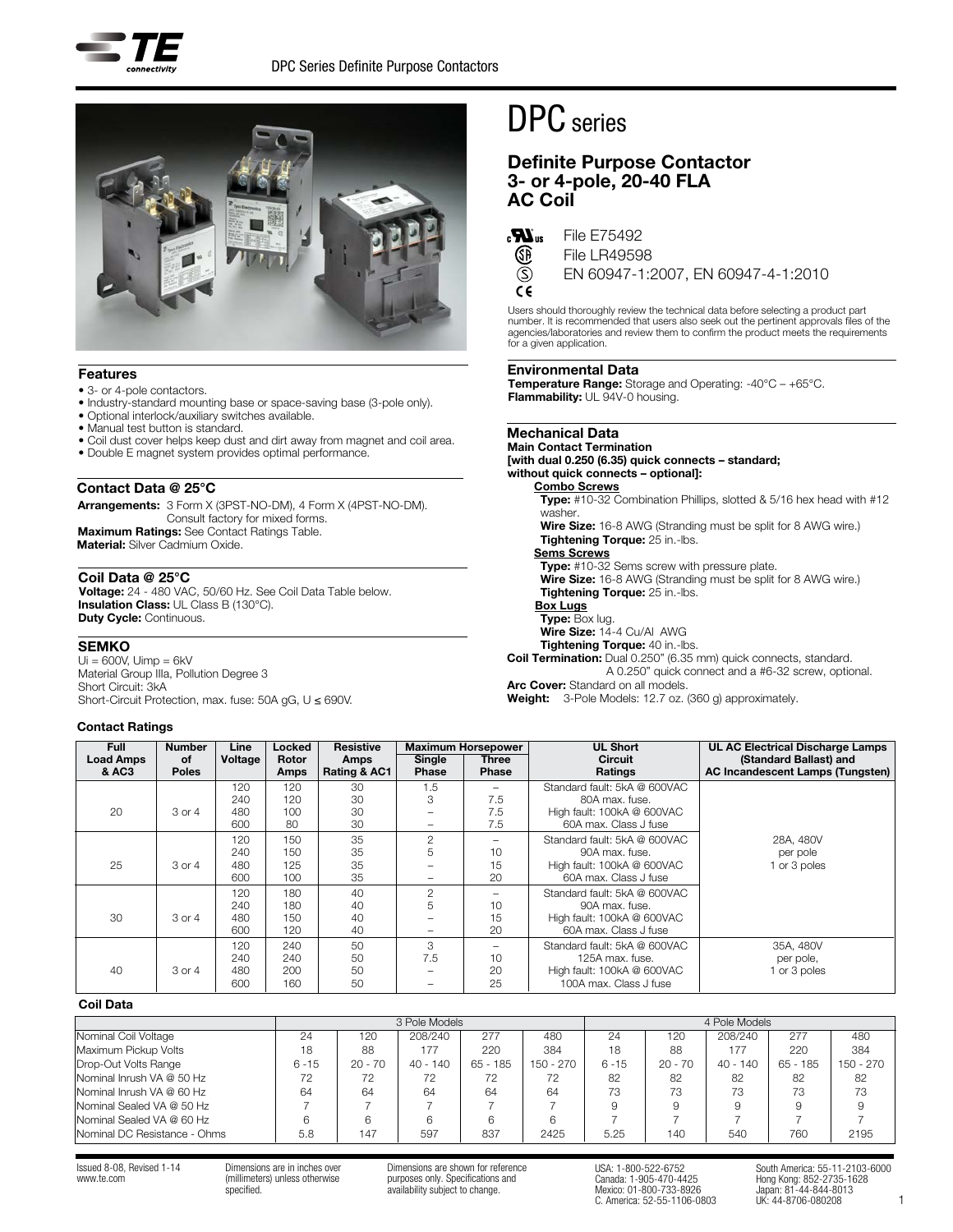# DPC series

## Definite Purpose Contactor 3- or 4-pole, 20-40 FLA AC Coil

File E75492
File LR49598
EN 60947-1:2007, EN 60947-4-1:2010

Users should thoroughly review the technical data before selecting a product part number. It is recommended that users also seek out the pertinent approvals files of the agencies/laboratories and review them to confirm the product meets the requirements for a given application.

### Features

- 3- or 4-pole contactors.
- Industry-standard mounting base or space-saving base (3-pole only).
- Optional interlock/auxiliary switches available.
- Manual test button is standard.
- Coil dust cover helps keep dust and dirt away from magnet and coil area.
- Double E magnet system provides optimal performance.

### Contact Data @ 25°C

**Arrangements:** 3 Form X (3PST-NO-DM), 4 Form X (4PST-NO-DM). Consult factory for mixed forms.
**Maximum Ratings:** See Contact Ratings Table.
**Material:** Silver Cadmium Oxide.

### Coil Data @ 25°C

**Voltage:** 24 - 480 VAC, 50/60 Hz. See Coil Data Table below.
**Insulation Class:** UL Class B (130°C).
**Duty Cycle:** Continuous.

### SEMKO

Ui = 600V, Uimp = 6kV
Material Group IIIa, Pollution Degree 3
Short Circuit: 3kA
Short-Circuit Protection, max. fuse: 50A gG, U ≤ 690V.

### Environmental Data

**Temperature Range:** Storage and Operating: -40°C – +65°C.
**Flammability:** UL 94V-0 housing.

### Mechanical Data

**Main Contact Termination [with dual 0.250 (6.35) quick connects – standard; without quick connects – optional]:**

**Combo Screws**
**Type:** #10-32 Combination Phillips, slotted & 5/16 hex head with #12 washer.
**Wire Size:** 16-8 AWG (Stranding must be split for 8 AWG wire.)
**Tightening Torque:** 25 in.-lbs.

**Sems Screws**
**Type:** #10-32 Sems screw with pressure plate.
**Wire Size:** 16-8 AWG (Stranding must be split for 8 AWG wire.)
**Tightening Torque:** 25 in.-lbs.

**Box Lugs**
**Type:** Box lug.
**Wire Size:** 14-4 Cu/Al AWG
**Tightening Torque:** 40 in.-lbs.

**Coil Termination:** Dual 0.250" (6.35 mm) quick connects, standard. A 0.250" quick connect and a #6-32 screw, optional.
**Arc Cover:** Standard on all models.
**Weight:** 3-Pole Models: 12.7 oz. (360 g) approximately.

### Contact Ratings

| Full Load Amps & AC3 | Number of Poles | Line Voltage | Locked Rotor Amps | Resistive Amps Rating & AC1 | Maximum Horsepower Single Phase | Maximum Horsepower Three Phase | UL Short Circuit Ratings | UL AC Electrical Discharge Lamps (Standard Ballast) and AC Incandescent Lamps (Tungsten) |
|---|---|---|---|---|---|---|---|---|
| 20 | 3 or 4 | 120 | 120 | 30 | 1.5 | – | Standard fault: 5kA @ 600VAC | 28A, 480V per pole 1 or 3 poles |
| | | 240 | 120 | 30 | 3 | 7.5 | 80A max. fuse. | |
| | | 480 | 100 | 30 | – | 7.5 | High fault: 100kA @ 600VAC | |
| | | 600 | 80 | 30 | – | 7.5 | 60A max. Class J fuse | |
| 25 | 3 or 4 | 120 | 150 | 35 | 2 | – | Standard fault: 5kA @ 600VAC | |
| | | 240 | 150 | 35 | 5 | 10 | 90A max. fuse. | |
| | | 480 | 125 | 35 | – | 15 | High fault: 100kA @ 600VAC | |
| | | 600 | 100 | 35 | – | 20 | 60A max. Class J fuse | |
| 30 | 3 or 4 | 120 | 180 | 40 | 2 | – | Standard fault: 5kA @ 600VAC | |
| | | 240 | 180 | 40 | 5 | 10 | 90A max. fuse. | |
| | | 480 | 150 | 40 | – | 15 | High fault: 100kA @ 600VAC | |
| | | 600 | 120 | 40 | – | 20 | 60A max. Class J fuse | |
| 40 | 3 or 4 | 120 | 240 | 50 | 3 | – | Standard fault: 5kA @ 600VAC | 35A, 480V per pole, 1 or 3 poles |
| | | 240 | 240 | 50 | 7.5 | 10 | 125A max. fuse. | |
| | | 480 | 200 | 50 | – | 20 | High fault: 100kA @ 600VAC | |
| | | 600 | 160 | 50 | – | 25 | 100A max. Class J fuse | |

### Coil Data

| | 3 Pole Models | | | | | 4 Pole Models | | | | |
|---|---|---|---|---|---|---|---|---|---|---|
| Nominal Coil Voltage | 24 | 120 | 208/240 | 277 | 480 | 24 | 120 | 208/240 | 277 | 480 |
| Maximum Pickup Volts | 18 | 88 | 177 | 220 | 384 | 18 | 88 | 177 | 220 | 384 |
| Drop-Out Volts Range | 6 - 15 | 20 - 70 | 40 - 140 | 65 - 185 | 150 - 270 | 6 - 15 | 20 - 70 | 40 - 140 | 65 - 185 | 150 - 270 |
| Nominal Inrush VA @ 50 Hz | 72 | 72 | 72 | 72 | 72 | 82 | 82 | 82 | 82 | 82 |
| Nominal Inrush VA @ 60 Hz | 64 | 64 | 64 | 64 | 64 | 73 | 73 | 73 | 73 | 73 |
| Nominal Sealed VA @ 50 Hz | 7 | 7 | 7 | 7 | 7 | 9 | 9 | 9 | 9 | 9 |
| Nominal Sealed VA @ 60 Hz | 6 | 6 | 6 | 6 | 6 | 7 | 7 | 7 | 7 | 7 |
| Nominal DC Resistance - Ohms | 5.8 | 147 | 597 | 837 | 2425 | 5.25 | 140 | 540 | 760 | 2195 |

Issued 8-08, Revised 1-14
www.te.com

Dimensions are in inches over (millimeters) unless otherwise specified.

Dimensions are shown for reference purposes only. Specifications and availability subject to change.

USA: 1-800-522-6752
Canada: 1-905-470-4425
Mexico: 01-800-733-8926
C. America: 52-55-1106-0803

South America: 55-11-2103-6000
Hong Kong: 852-2735-1628
Japan: 81-44-844-8013
UK: 44-8706-080208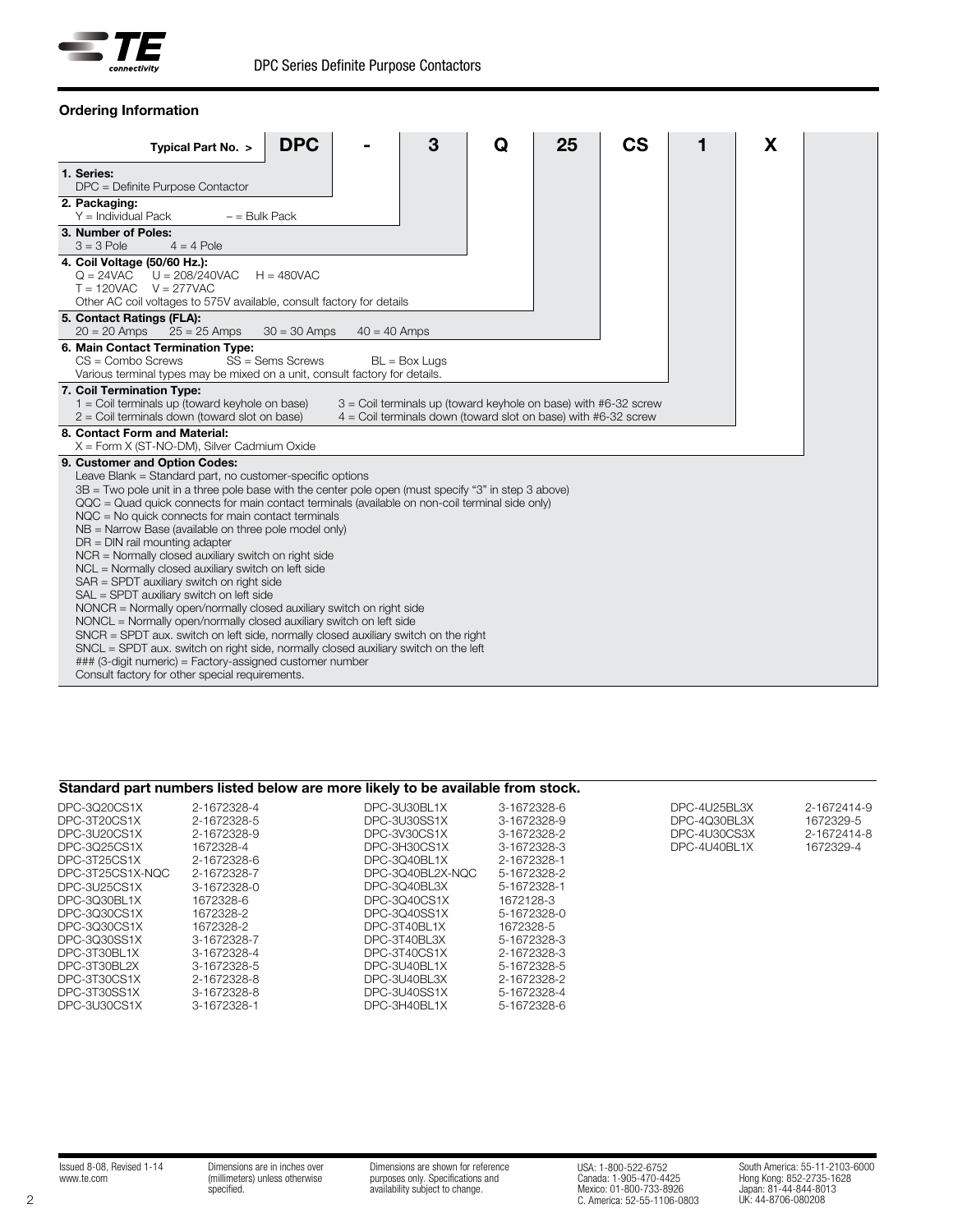## Ordering Information

| Typical Part No. > | DPC | - | 3 | Q | 25 | CS | 1 | X |
|---|---|---|---|---|---|---|---|---|

**1. Series:**
DPC = Definite Purpose Contactor

**2. Packaging:**
Y = Individual Pack – = Bulk Pack

**3. Number of Poles:**
3 = 3 Pole 4 = 4 Pole

**4. Coil Voltage (50/60 Hz.):**
Q = 24VAC U = 208/240VAC H = 480VAC
T = 120VAC V = 277VAC
Other AC coil voltages to 575V available, consult factory for details

**5. Contact Ratings (FLA):**
20 = 20 Amps 25 = 25 Amps 30 = 30 Amps 40 = 40 Amps

**6. Main Contact Termination Type:**
CS = Combo Screws SS = Sems Screws BL = Box Lugs
Various terminal types may be mixed on a unit, consult factory for details.

**7. Coil Termination Type:**
1 = Coil terminals up (toward keyhole on base)
2 = Coil terminals down (toward slot on base)
3 = Coil terminals up (toward keyhole on base) with #6-32 screw
4 = Coil terminals down (toward slot on base) with #6-32 screw

**8. Contact Form and Material:**
X = Form X (ST-NO-DM), Silver Cadmium Oxide

**9. Customer and Option Codes:**
Leave Blank = Standard part, no customer-specific options
3B = Two pole unit in a three pole base with the center pole open (must specify "3" in step 3 above)
QQC = Quad quick connects for main contact terminals (available on non-coil terminal side only)
NQC = No quick connects for main contact terminals
NB = Narrow Base (available on three pole model only)
DR = DIN rail mounting adapter
NCR = Normally closed auxiliary switch on right side
NCL = Normally closed auxiliary switch on left side
SAR = SPDT auxiliary switch on right side
SAL = SPDT auxiliary switch on left side
NONCR = Normally open/normally closed auxiliary switch on right side
NONCL = Normally open/normally closed auxiliary switch on left side
SNCR = SPDT aux. switch on left side, normally closed auxiliary switch on the right
SNCL = SPDT aux. switch on right side, normally closed auxiliary switch on the left
### (3-digit numeric) = Factory-assigned customer number
Consult factory for other special requirements.

### Standard part numbers listed below are more likely to be available from stock.

| Part No. | TE No. | Part No. | TE No. | Part No. | TE No. |
|---|---|---|---|---|---|
| DPC-3Q20CS1X | 2-1672328-4 | DPC-3U30BL1X | 3-1672328-6 | DPC-4U25BL3X | 2-1672414-9 |
| DPC-3T20CS1X | 2-1672328-5 | DPC-3U30SS1X | 3-1672328-9 | DPC-4Q30BL3X | 1672329-5 |
| DPC-3U20CS1X | 2-1672328-9 | DPC-3V30CS1X | 3-1672328-2 | DPC-4U30CS3X | 2-1672414-8 |
| DPC-3Q25CS1X | 1672328-4 | DPC-3H30CS1X | 3-1672328-3 | DPC-4U40BL1X | 1672329-4 |
| DPC-3T25CS1X | 2-1672328-6 | DPC-3Q40BL1X | 2-1672328-1 | | |
| DPC-3T25CS1X-NQC | 2-1672328-7 | DPC-3Q40BL2X-NQC | 5-1672328-2 | | |
| DPC-3U25CS1X | 3-1672328-0 | DPC-3Q40BL3X | 5-1672328-1 | | |
| DPC-3Q30BL1X | 1672328-6 | DPC-3Q40CS1X | 1672128-3 | | |
| DPC-3Q30CS1X | 1672328-2 | DPC-3Q40SS1X | 5-1672328-0 | | |
| DPC-3Q30CS1X | 1672328-2 | DPC-3T40BL1X | 1672328-5 | | |
| DPC-3Q30SS1X | 3-1672328-7 | DPC-3T40BL3X | 5-1672328-3 | | |
| DPC-3T30BL1X | 3-1672328-4 | DPC-3T40CS1X | 2-1672328-3 | | |
| DPC-3T30BL2X | 3-1672328-5 | DPC-3U40BL1X | 5-1672328-5 | | |
| DPC-3T30CS1X | 2-1672328-8 | DPC-3U40BL3X | 2-1672328-2 | | |
| DPC-3T30SS1X | 3-1672328-8 | DPC-3U40SS1X | 5-1672328-4 | | |
| DPC-3U30CS1X | 3-1672328-1 | DPC-3H40BL1X | 5-1672328-6 | | |

Issued 8-08, Revised 1-14
www.te.com

Dimensions are in inches over (millimeters) unless otherwise specified.

Dimensions are shown for reference purposes only. Specifications and availability subject to change.

USA: 1-800-522-6752
Canada: 1-905-470-4425
Mexico: 01-800-733-8926
C. America: 52-55-1106-0803

South America: 55-11-2103-6000
Hong Kong: 852-2735-1628
Japan: 81-44-844-8013
UK: 44-8706-080208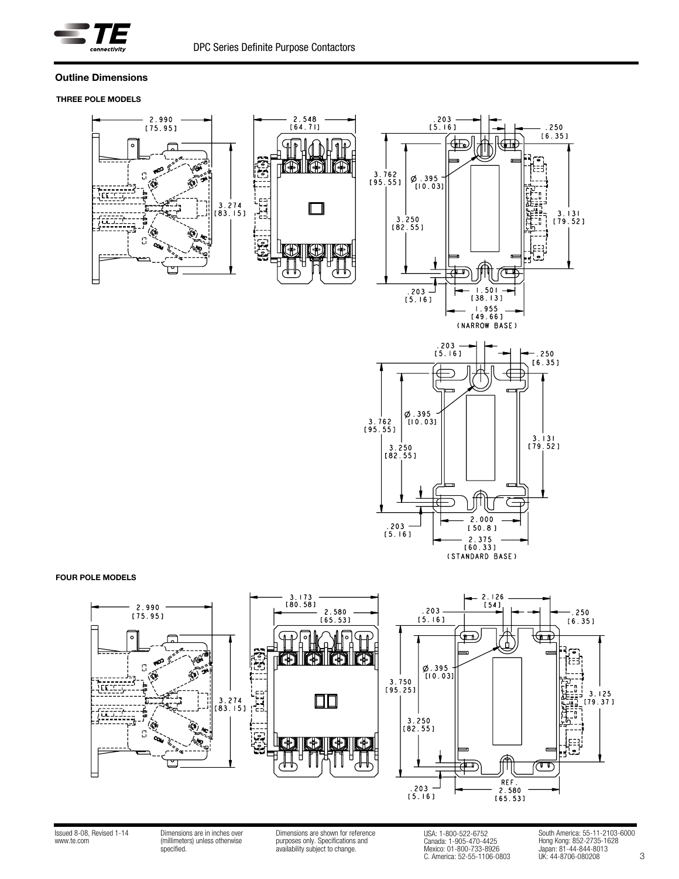## Outline Dimensions

### THREE POLE MODELS

### FOUR POLE MODELS

Dimensions are in inches over (millimeters) unless otherwise specified.

Dimensions are shown for reference purposes only. Specifications and availability subject to change.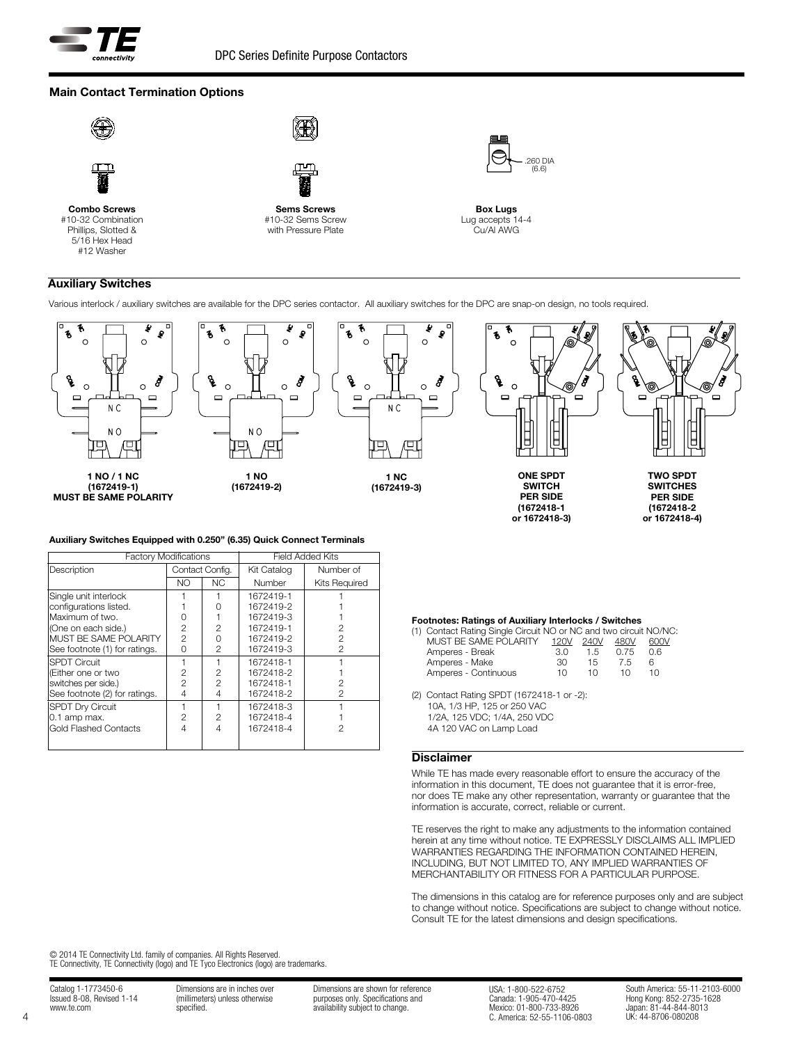## Main Contact Termination Options

**Combo Screws**
#10-32 Combination
Phillips, Slotted &
5/16 Hex Head
#12 Washer

**Sems Screws**
#10-32 Sems Screw
with Pressure Plate

.260 DIA
(6.6)

**Box Lugs**
Lug accepts 14-4
Cu/Al AWG

## Auxiliary Switches

Various interlock / auxiliary switches are available for the DPC series contactor. All auxiliary switches for the DPC are snap-on design, no tools required.

**1 NO / 1 NC (1672419-1) MUST BE SAME POLARITY**

**1 NO (1672419-2)**

**1 NC (1672419-3)**

**ONE SPDT SWITCH PER SIDE (1672418-1 or 1672418-3)**

**TWO SPDT SWITCHES PER SIDE (1672418-2 or 1672418-4)**

#### Auxiliary Switches Equipped with 0.250" (6.35) Quick Connect Terminals

| Factory Modifications | | | Field Added Kits | |
|---|---|---|---|---|
| Description | Contact Config. | | Kit Catalog | Number of |
| | NO | NC | Number | Kits Required |
| Single unit interlock | 1 | 1 | 1672419-1 | 1 |
| configurations listed. | 1 | 0 | 1672419-2 | 1 |
| Maximum of two. | 0 | 1 | 1672419-3 | 1 |
| (One on each side.) | 2 | 2 | 1672419-1 | 2 |
| MUST BE SAME POLARITY | 2 | 0 | 1672419-2 | 2 |
| See footnote (1) for ratings. | 0 | 2 | 1672419-3 | 2 |
| SPDT Circuit | 1 | 1 | 1672418-1 | 1 |
| (Either one or two | 2 | 2 | 1672418-2 | 1 |
| switches per side.) | 2 | 2 | 1672418-1 | 2 |
| See footnote (2) for ratings. | 4 | 4 | 1672418-2 | 2 |
| SPDT Dry Circuit | 1 | 1 | 1672418-3 | 1 |
| 0.1 amp max. | 2 | 2 | 1672418-4 | 1 |
| Gold Flashed Contacts | 4 | 4 | 1672418-4 | 2 |

#### Footnotes: Ratings of Auxiliary Interlocks / Switches

(1) Contact Rating Single Circuit NO or NC and two circuit NO/NC:

| MUST BE SAME POLARITY | 120V | 240V | 480V | 600V |
|---|---|---|---|---|
| Amperes - Break | 3.0 | 1.5 | 0.75 | 0.6 |
| Amperes - Make | 30 | 15 | 7.5 | 6 |
| Amperes - Continuous | 10 | 10 | 10 | 10 |

(2) Contact Rating SPDT (1672418-1 or -2):
10A, 1/3 HP, 125 or 250 VAC
1/2A, 125 VDC; 1/4A, 250 VDC
4A 120 VAC on Lamp Load

## Disclaimer

While TE has made every reasonable effort to ensure the accuracy of the information in this document, TE does not guarantee that it is error-free, nor does TE make any other representation, warranty or guarantee that the information is accurate, correct, reliable or current.

TE reserves the right to make any adjustments to the information contained herein at any time without notice. TE EXPRESSLY DISCLAIMS ALL IMPLIED WARRANTIES REGARDING THE INFORMATION CONTAINED HEREIN, INCLUDING, BUT NOT LIMITED TO, ANY IMPLIED WARRANTIES OF MERCHANTABILITY OR FITNESS FOR A PARTICULAR PURPOSE.

The dimensions in this catalog are for reference purposes only and are subject to change without notice. Specifications are subject to change without notice. Consult TE for the latest dimensions and design specifications.

© 2014 TE Connectivity Ltd. family of companies. All Rights Reserved.
TE Connectivity, TE Connectivity (logo) and TE Tyco Electronics (logo) are trademarks.